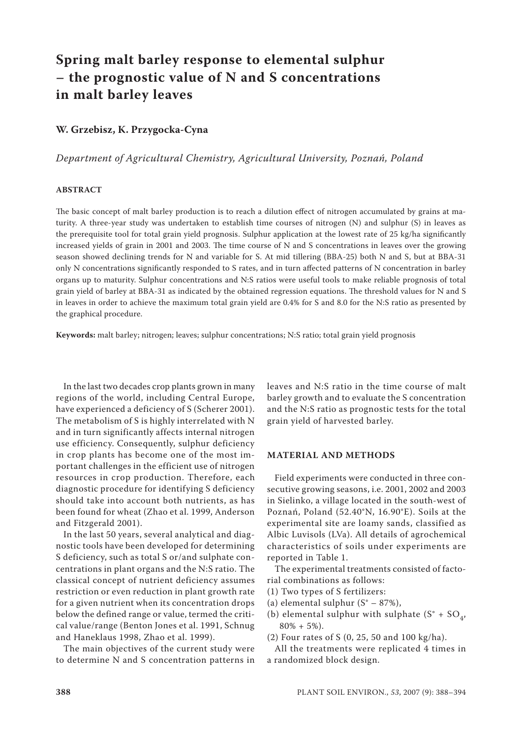# Spring malt barley response to elemental sulphur – the prognostic value of N and S concentrations in malt barley leaves

**W. Grzebisz, K. Przygocka-Cyna**

*Department of Agricultural Chemistry, Agricultural University, Poznań, Poland*

## ABSTRACT

The basic concept of malt barley production is to reach a dilution effect of nitrogen accumulated by grains at maturity. A three-year study was undertaken to establish time courses of nitrogen (N) and sulphur (S) in leaves as the prerequisite tool for total grain yield prognosis. Sulphur application at the lowest rate of 25 kg/ha significantly increased yields of grain in 2001 and 2003. The time course of N and S concentrations in leaves over the growing season showed declining trends for N and variable for S. At mid tillering (BBA-25) both N and S, but at BBA-31 only N concentrations significantly responded to S rates, and in turn affected patterns of N concentration in barley organs up to maturity. Sulphur concentrations and N:S ratios were useful tools to make reliable prognosis of total grain yield of barley at BBA-31 as indicated by the obtained regression equations. The threshold values for N and S in leaves in order to achieve the maximum total grain yield are 0.4% for S and 8.0 for the N:S ratio as presented by the graphical procedure.

**Keywords:** malt barley; nitrogen; leaves; sulphur concentrations; N:S ratio; total grain yield prognosis

In the last two decades crop plants grown in many regions of the world, including Central Europe, have experienced a deficiency of S (Scherer 2001). The metabolism of S is highly interrelated with N and in turn significantly affects internal nitrogen use efficiency. Consequently, sulphur deficiency in crop plants has become one of the most important challenges in the efficient use of nitrogen resources in crop production. Therefore, each diagnostic procedure for identifying S deficiency should take into account both nutrients, as has been found for wheat (Zhao et al. 1999, Anderson and Fitzgerald 2001).

In the last 50 years, several analytical and diagnostic tools have been developed for determining S deficiency, such as total S or/and sulphate concentrations in plant organs and the N:S ratio. The classical concept of nutrient deficiency assumes restriction or even reduction in plant growth rate for a given nutrient when its concentration drops below the defined range or value, termed the critical value/range (Benton Jones et al. 1991, Schnug and Haneklaus 1998, Zhao et al. 1999).

The main objectives of the current study were to determine N and S concentration patterns in leaves and N:S ratio in the time course of malt barley growth and to evaluate the S concentration and the N:S ratio as prognostic tests for the total grain yield of harvested barley.

## MATERIAL AND METHODS

Field experiments were conducted in three consecutive growing seasons, i.e. 2001, 2002 and 2003 in Sielinko, a village located in the south-west of Poznań, Poland (52.40°N, 16.90°E). Soils at the experimental site are loamy sands, classified as Albic Luvisols (LVa). All details of agrochemical characteristics of soils under experiments are reported in Table 1.

The experimental treatments consisted of factorial combinations as follows:

(1) Two types of S fertilizers:

(a) elemental sulphur (S° – 87%),

(b) elemental sulphur with sulphate (S° + $SO_4$, 80% + 5%).

(2) Four rates of S (0, 25, 50 and 100 kg/ha).

All the treatments were replicated 4 times in a randomized block design.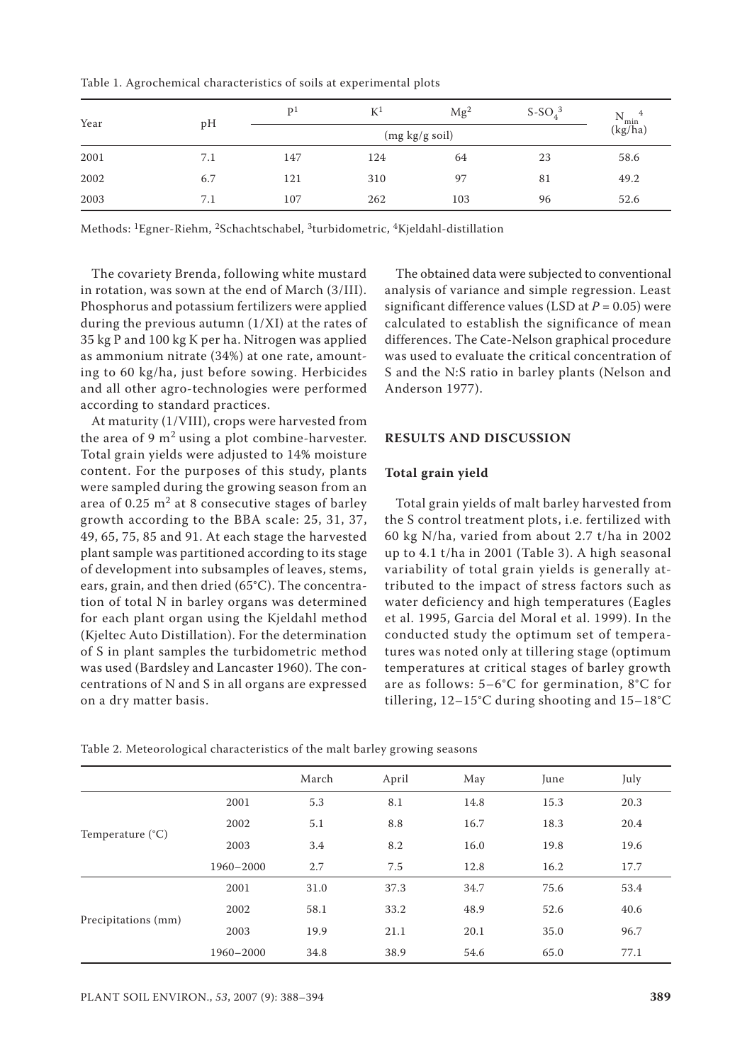Table 1. Agrochemical characteristics of soils at experimental plots

| Year | pH | P[1] | K[1] | Mg[2] | $S\text{-}SO_4$[3] | $N_{min}$[4] (kg/ha) |
|---|---|---|---|---|---|---|
| | | (mg kg/g soil) | | | | |
| 2001 | 7.1 | 147 | 124 | 64 | 23 | 58.6 |
| 2002 | 6.7 | 121 | 310 | 97 | 81 | 49.2 |
| 2003 | 7.1 | 107 | 262 | 103 | 96 | 52.6 |

Methods: [1]Egner-Riehm, [2]Schachtschabel, [3]turbidometric, [4]Kjeldahl-distillation

The covariety Brenda, following white mustard in rotation, was sown at the end of March (3/III). Phosphorus and potassium fertilizers were applied during the previous autumn (1/XI) at the rates of 35 kg P and 100 kg K per ha. Nitrogen was applied as ammonium nitrate (34%) at one rate, amounting to 60 kg/ha, just before sowing. Herbicides and all other agro-technologies were performed according to standard practices.

At maturity (1/VIII), crops were harvested from the area of 9 $m^2$ using a plot combine-harvester. Total grain yields were adjusted to 14% moisture content. For the purposes of this study, plants were sampled during the growing season from an area of 0.25 $m^2$ at 8 consecutive stages of barley growth according to the BBA scale: 25, 31, 37, 49, 65, 75, 85 and 91. At each stage the harvested plant sample was partitioned according to its stage of development into subsamples of leaves, stems, ears, grain, and then dried (65°C). The concentration of total N in barley organs was determined for each plant organ using the Kjeldahl method (Kjeltec Auto Distillation). For the determination of S in plant samples the turbidometric method was used (Bardsley and Lancaster 1960). The concentrations of N and S in all organs are expressed on a dry matter basis.

The obtained data were subjected to conventional analysis of variance and simple regression. Least significant difference values (LSD at $P = 0.05$) were calculated to establish the significance of mean differences. The Cate-Nelson graphical procedure was used to evaluate the critical concentration of S and the N:S ratio in barley plants (Nelson and Anderson 1977).

## RESULTS AND DISCUSSION

### Total grain yield

Total grain yields of malt barley harvested from the S control treatment plots, i.e. fertilized with 60 kg N/ha, varied from about 2.7 t/ha in 2002 up to 4.1 t/ha in 2001 (Table 3). A high seasonal variability of total grain yields is generally attributed to the impact of stress factors such as water deficiency and high temperatures (Eagles et al. 1995, Garcia del Moral et al. 1999). In the conducted study the optimum set of temperatures was noted only at tillering stage (optimum temperatures at critical stages of barley growth are as follows: 5–6°C for germination, 8°C for tillering, 12–15°C during shooting and 15–18°C

Table 2. Meteorological characteristics of the malt barley growing seasons

| | | March | April | May | June | July |
|---|---|---|---|---|---|---|
| Temperature (°C) | 2001 | 5.3 | 8.1 | 14.8 | 15.3 | 20.3 |
| | 2002 | 5.1 | 8.8 | 16.7 | 18.3 | 20.4 |
| | 2003 | 3.4 | 8.2 | 16.0 | 19.8 | 19.6 |
| | 1960–2000 | 2.7 | 7.5 | 12.8 | 16.2 | 17.7 |
| Precipitations (mm) | 2001 | 31.0 | 37.3 | 34.7 | 75.6 | 53.4 |
| | 2002 | 58.1 | 33.2 | 48.9 | 52.6 | 40.6 |
| | 2003 | 19.9 | 21.1 | 20.1 | 35.0 | 96.7 |
| | 1960–2000 | 34.8 | 38.9 | 54.6 | 65.0 | 77.1 |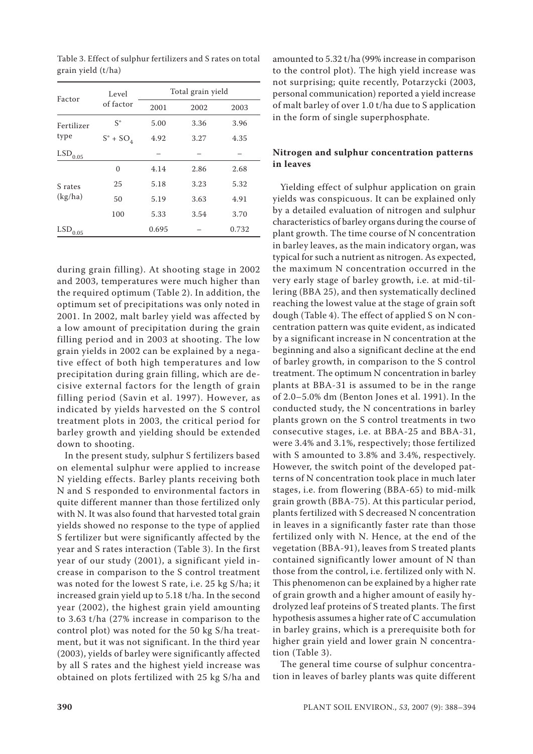Table 3. Effect of sulphur fertilizers and S rates on total grain yield (t/ha)

| Factor | Level of factor | Total grain yield | | |
|---|---|---|---|---|
| | | 2001 | 2002 | 2003 |
| Fertilizer type | S° | 5.00 | 3.36 | 3.96 |
| | S° + $SO_4$ | 4.92 | 3.27 | 4.35 |
| $LSD_{0.05}$ | | – | – | – |
| S rates (kg/ha) | 0 | 4.14 | 2.86 | 2.68 |
| | 25 | 5.18 | 3.23 | 5.32 |
| | 50 | 5.19 | 3.63 | 4.91 |
| | 100 | 5.33 | 3.54 | 3.70 |
| $LSD_{0.05}$ | | 0.695 | – | 0.732 |

during grain filling). At shooting stage in 2002 and 2003, temperatures were much higher than the required optimum (Table 2). In addition, the optimum set of precipitations was only noted in 2001. In 2002, malt barley yield was affected by a low amount of precipitation during the grain filling period and in 2003 at shooting. The low grain yields in 2002 can be explained by a negative effect of both high temperatures and low precipitation during grain filling, which are decisive external factors for the length of grain filling period (Savin et al. 1997). However, as indicated by yields harvested on the S control treatment plots in 2003, the critical period for barley growth and yielding should be extended down to shooting.

In the present study, sulphur S fertilizers based on elemental sulphur were applied to increase N yielding effects. Barley plants receiving both N and S responded to environmental factors in quite different manner than those fertilized only with N. It was also found that harvested total grain yields showed no response to the type of applied S fertilizer but were significantly affected by the year and S rates interaction (Table 3). In the first year of our study (2001), a significant yield increase in comparison to the S control treatment was noted for the lowest S rate, i.e. 25 kg S/ha; it increased grain yield up to 5.18 t/ha. In the second year (2002), the highest grain yield amounting to 3.63 t/ha (27% increase in comparison to the control plot) was noted for the 50 kg S/ha treatment, but it was not significant. In the third year (2003), yields of barley were significantly affected by all S rates and the highest yield increase was obtained on plots fertilized with 25 kg S/ha and amounted to 5.32 t/ha (99% increase in comparison to the control plot). The high yield increase was not surprising; quite recently, Potarzycki (2003, personal communication) reported a yield increase of malt barley of over 1.0 t/ha due to S application in the form of single superphosphate.

### Nitrogen and sulphur concentration patterns in leaves

Yielding effect of sulphur application on grain yields was conspicuous. It can be explained only by a detailed evaluation of nitrogen and sulphur characteristics of barley organs during the course of plant growth. The time course of N concentration in barley leaves, as the main indicatory organ, was typical for such a nutrient as nitrogen. As expected, the maximum N concentration occurred in the very early stage of barley growth, i.e. at mid-tillering (BBA 25), and then systematically declined reaching the lowest value at the stage of grain soft dough (Table 4). The effect of applied S on N concentration pattern was quite evident, as indicated by a significant increase in N concentration at the beginning and also a significant decline at the end of barley growth, in comparison to the S control treatment. The optimum N concentration in barley plants at BBA-31 is assumed to be in the range of 2.0–5.0% dm (Benton Jones et al. 1991). In the conducted study, the N concentrations in barley plants grown on the S control treatments in two consecutive stages, i.e. at BBA-25 and BBA-31, were 3.4% and 3.1%, respectively; those fertilized with S amounted to 3.8% and 3.4%, respectively. However, the switch point of the developed patterns of N concentration took place in much later stages, i.e. from flowering (BBA-65) to mid-milk grain growth (BBA-75). At this particular period, plants fertilized with S decreased N concentration in leaves in a significantly faster rate than those fertilized only with N. Hence, at the end of the vegetation (BBA-91), leaves from S treated plants contained significantly lower amount of N than those from the control, i.e. fertilized only with N. This phenomenon can be explained by a higher rate of grain growth and a higher amount of easily hydrolyzed leaf proteins of S treated plants. The first hypothesis assumes a higher rate of C accumulation in barley grains, which is a prerequisite both for higher grain yield and lower grain N concentration (Table 3).

The general time course of sulphur concentration in leaves of barley plants was quite different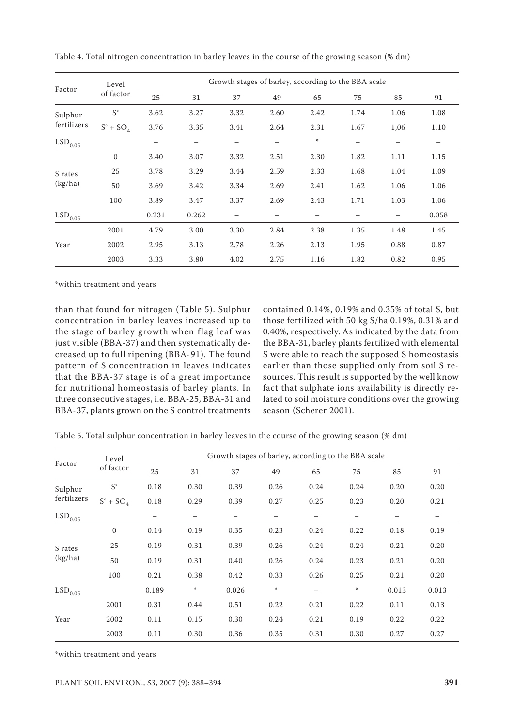Table 4. Total nitrogen concentration in barley leaves in the course of the growing season (% dm)

| Factor | Level of factor | Growth stages of barley, according to the BBA scale | | | | | | | |
|---|---|---|---|---|---|---|---|---|---|
| | | 25 | 31 | 37 | 49 | 65 | 75 | 85 | 91 |
| Sulphur fertilizers | S° | 3.62 | 3.27 | 3.32 | 2.60 | 2.42 | 1.74 | 1.06 | 1.08 |
| | S° + $SO_4$ | 3.76 | 3.35 | 3.41 | 2.64 | 2.31 | 1.67 | 1,06 | 1.10 |
| $LSD_{0.05}$ | | – | – | – | – | * | – | – | – |
| S rates (kg/ha) | 0 | 3.40 | 3.07 | 3.32 | 2.51 | 2.30 | 1.82 | 1.11 | 1.15 |
| | 25 | 3.78 | 3.29 | 3.44 | 2.59 | 2.33 | 1.68 | 1.04 | 1.09 |
| | 50 | 3.69 | 3.42 | 3.34 | 2.69 | 2.41 | 1.62 | 1.06 | 1.06 |
| | 100 | 3.89 | 3.47 | 3.37 | 2.69 | 2.43 | 1.71 | 1.03 | 1.06 |
| $LSD_{0.05}$ | | 0.231 | 0.262 | – | – | – | – | – | 0.058 |
| Year | 2001 | 4.79 | 3.00 | 3.30 | 2.84 | 2.38 | 1.35 | 1.48 | 1.45 |
| | 2002 | 2.95 | 3.13 | 2.78 | 2.26 | 2.13 | 1.95 | 0.88 | 0.87 |
| | 2003 | 3.33 | 3.80 | 4.02 | 2.75 | 1.16 | 1.82 | 0.82 | 0.95 |

*within treatment and years

than that found for nitrogen (Table 5). Sulphur concentration in barley leaves increased up to the stage of barley growth when flag leaf was just visible (BBA-37) and then systematically decreased up to full ripening (BBA-91). The found pattern of S concentration in leaves indicates that the BBA-37 stage is of a great importance for nutritional homeostasis of barley plants. In three consecutive stages, i.e. BBA-25, BBA-31 and BBA-37, plants grown on the S control treatments contained 0.14%, 0.19% and 0.35% of total S, but those fertilized with 50 kg S/ha 0.19%, 0.31% and 0.40%, respectively. As indicated by the data from the BBA-31, barley plants fertilized with elemental S were able to reach the supposed S homeostasis earlier than those supplied only from soil S resources. This result is supported by the well know fact that sulphate ions availability is directly related to soil moisture conditions over the growing season (Scherer 2001).

Table 5. Total sulphur concentration in barley leaves in the course of the growing season (% dm)

| Factor | Level of factor | Growth stages of barley, according to the BBA scale | | | | | | | |
|---|---|---|---|---|---|---|---|---|---|
| | | 25 | 31 | 37 | 49 | 65 | 75 | 85 | 91 |
| Sulphur fertilizers | S° | 0.18 | 0.30 | 0.39 | 0.26 | 0.24 | 0.24 | 0.20 | 0.20 |
| | S° + $SO_4$ | 0.18 | 0.29 | 0.39 | 0.27 | 0.25 | 0.23 | 0.20 | 0.21 |
| $LSD_{0.05}$ | | – | – | – | – | – | – | – | – |
| S rates (kg/ha) | 0 | 0.14 | 0.19 | 0.35 | 0.23 | 0.24 | 0.22 | 0.18 | 0.19 |
| | 25 | 0.19 | 0.31 | 0.39 | 0.26 | 0.24 | 0.24 | 0.21 | 0.20 |
| | 50 | 0.19 | 0.31 | 0.40 | 0.26 | 0.24 | 0.23 | 0.21 | 0.20 |
| | 100 | 0.21 | 0.38 | 0.42 | 0.33 | 0.26 | 0.25 | 0.21 | 0.20 |
| $LSD_{0.05}$ | | 0.189 | * | 0.026 | * | – | * | 0.013 | 0.013 |
| Year | 2001 | 0.31 | 0.44 | 0.51 | 0.22 | 0.21 | 0.22 | 0.11 | 0.13 |
| | 2002 | 0.11 | 0.15 | 0.30 | 0.24 | 0.21 | 0.19 | 0.22 | 0.22 |
| | 2003 | 0.11 | 0.30 | 0.36 | 0.35 | 0.31 | 0.30 | 0.27 | 0.27 |

*within treatment and years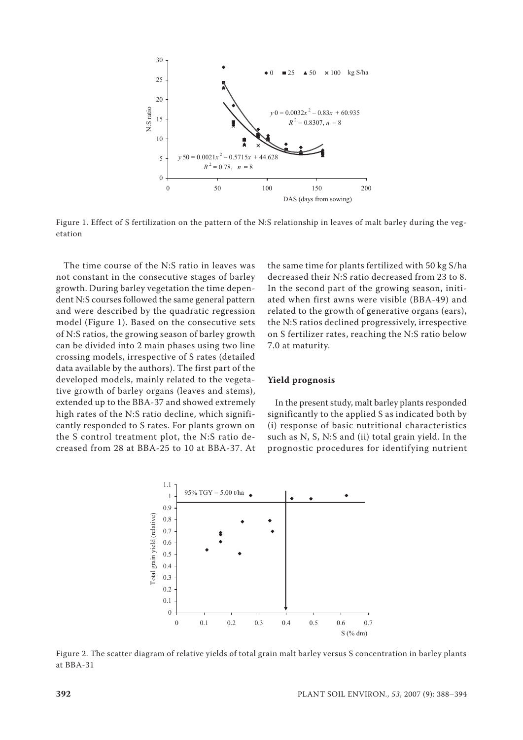Figure 1. Effect of S fertilization on the pattern of the N:S relationship in leaves of malt barley during the vegetation

The time course of the N:S ratio in leaves was not constant in the consecutive stages of barley growth. During barley vegetation the time dependent N:S courses followed the same general pattern and were described by the quadratic regression model (Figure 1). Based on the consecutive sets of N:S ratios, the growing season of barley growth can be divided into 2 main phases using two line crossing models, irrespective of S rates (detailed data available by the authors). The first part of the developed models, mainly related to the vegetative growth of barley organs (leaves and stems), extended up to the BBA-37 and showed extremely high rates of the N:S ratio decline, which significantly responded to S rates. For plants grown on the S control treatment plot, the N:S ratio decreased from 28 at BBA-25 to 10 at BBA-37. At the same time for plants fertilized with 50 kg S/ha decreased their N:S ratio decreased from 23 to 8. In the second part of the growing season, initiated when first awns were visible (BBA-49) and related to the growth of generative organs (ears), the N:S ratios declined progressively, irrespective on S fertilizer rates, reaching the N:S ratio below 7.0 at maturity.

### Yield prognosis

In the present study, malt barley plants responded significantly to the applied S as indicated both by (i) response of basic nutritional characteristics such as N, S, N:S and (ii) total grain yield. In the prognostic procedures for identifying nutrient

Figure 2. The scatter diagram of relative yields of total grain malt barley versus S concentration in barley plants at BBA-31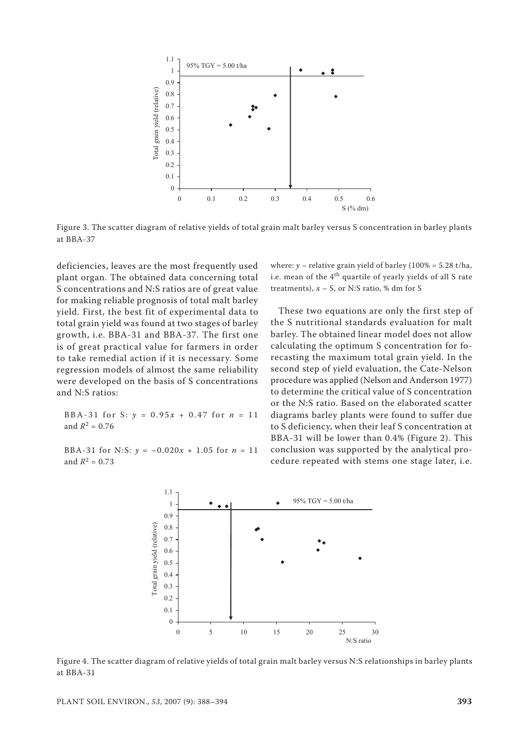Figure 3. The scatter diagram of relative yields of total grain malt barley versus S concentration in barley plants at BBA-37

deficiencies, leaves are the most frequently used plant organ. The obtained data concerning total S concentrations and N:S ratios are of great value for making reliable prognosis of total malt barley yield. First, the best fit of experimental data to total grain yield was found at two stages of barley growth, i.e. BBA-31 and BBA-37. The first one is of great practical value for farmers in order to take remedial action if it is necessary. Some regression models of almost the same reliability were developed on the basis of S concentrations and N:S ratios:

BBA-31 for S: $y = 0.95x + 0.47$ for $n = 11$ and $R^2 = 0.76$

BBA-31 for N:S: $y = -0.020x + 1.05$ for $n = 11$ and $R^2 = 0.73$

where: $y$ – relative grain yield of barley (100% = 5.28 t/ha, i.e. mean of the 4th quartile of yearly yields of all S rate treatments), $x$ – S, or N:S ratio, % dm for S

These two equations are only the first step of the S nutritional standards evaluation for malt barley. The obtained linear model does not allow calculating the optimum S concentration for forecasting the maximum total grain yield. In the second step of yield evaluation, the Cate-Nelson procedure was applied (Nelson and Anderson 1977) to determine the critical value of S concentration or the N:S ratio. Based on the elaborated scatter diagrams barley plants were found to suffer due to S deficiency, when their leaf S concentration at BBA-31 will be lower than 0.4% (Figure 2). This conclusion was supported by the analytical procedure repeated with stems one stage later, i.e.

Figure 4. The scatter diagram of relative yields of total grain malt barley versus N:S relationships in barley plants at BBA-31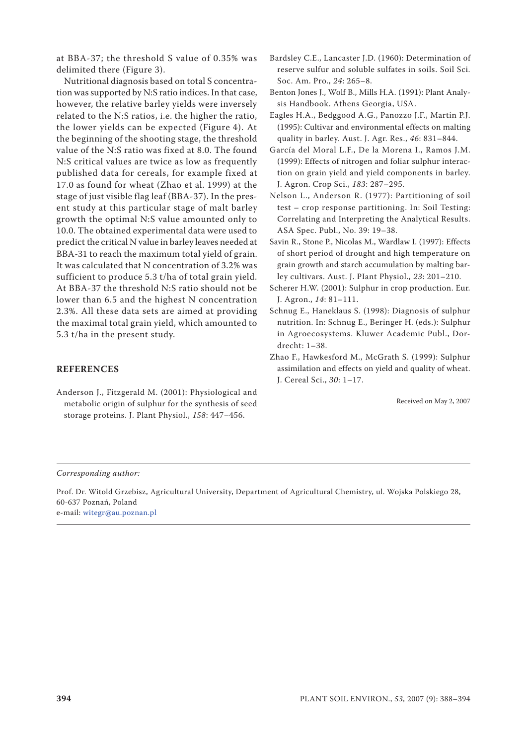at BBA-37; the threshold S value of 0.35% was delimited there (Figure 3).

Nutritional diagnosis based on total S concentration was supported by N:S ratio indices. In that case, however, the relative barley yields were inversely related to the N:S ratios, i.e. the higher the ratio, the lower yields can be expected (Figure 4). At the beginning of the shooting stage, the threshold value of the N:S ratio was fixed at 8.0. The found N:S critical values are twice as low as frequently published data for cereals, for example fixed at 17.0 as found for wheat (Zhao et al. 1999) at the stage of just visible flag leaf (BBA-37). In the present study at this particular stage of malt barley growth the optimal N:S value amounted only to 10.0. The obtained experimental data were used to predict the critical N value in barley leaves needed at BBA-31 to reach the maximum total yield of grain. It was calculated that N concentration of 3.2% was sufficient to produce 5.3 t/ha of total grain yield. At BBA-37 the threshold N:S ratio should not be lower than 6.5 and the highest N concentration 2.3%. All these data sets are aimed at providing the maximal total grain yield, which amounted to 5.3 t/ha in the present study.

## REFERENCES

Anderson J., Fitzgerald M. (2001): Physiological and metabolic origin of sulphur for the synthesis of seed storage proteins. J. Plant Physiol., *158*: 447–456.

Bardsley C.E., Lancaster J.D. (1960): Determination of reserve sulfur and soluble sulfates in soils. Soil Sci. Soc. Am. Pro., *24*: 265–8.

Benton Jones J., Wolf B., Mills H.A. (1991): Plant Analysis Handbook. Athens Georgia, USA.

Eagles H.A., Bedggood A.G., Panozzo J.F., Martin P.J. (1995): Cultivar and environmental effects on malting quality in barley. Aust. J. Agr. Res., *46*: 831–844.

García del Moral L.F., De la Morena I., Ramos J.M. (1999): Effects of nitrogen and foliar sulphur interaction on grain yield and yield components in barley. J. Agron. Crop Sci., *183*: 287–295.

Nelson L., Anderson R. (1977): Partitioning of soil test – crop response partitioning. In: Soil Testing: Correlating and Interpreting the Analytical Results. ASA Spec. Publ., No. 39: 19–38.

Savin R., Stone P., Nicolas M., Wardlaw I. (1997): Effects of short period of drought and high temperature on grain growth and starch accumulation by malting barley cultivars. Aust. J. PIant Physiol., *23*: 201–210.

Scherer H.W. (2001): Sulphur in crop production. Eur. J. Agron., *14*: 81–111.

Schnug E., Haneklaus S. (1998): Diagnosis of sulphur nutrition. In: Schnug E., Beringer H. (eds.): Sulphur in Agroecosystems. Kluwer Academic Publ., Dordrecht: 1–38.

Zhao F., Hawkesford M., McGrath S. (1999): Sulphur assimilation and effects on yield and quality of wheat. J. Cereal Sci., *30*: 1–17.

Received on May 2, 2007

*Corresponding author:*

Prof. Dr. Witold Grzebisz, Agricultural University, Department of Agricultural Chemistry, ul. Wojska Polskiego 28, 60-637 Poznań, Poland
e-mail: witegr@au.poznan.pl